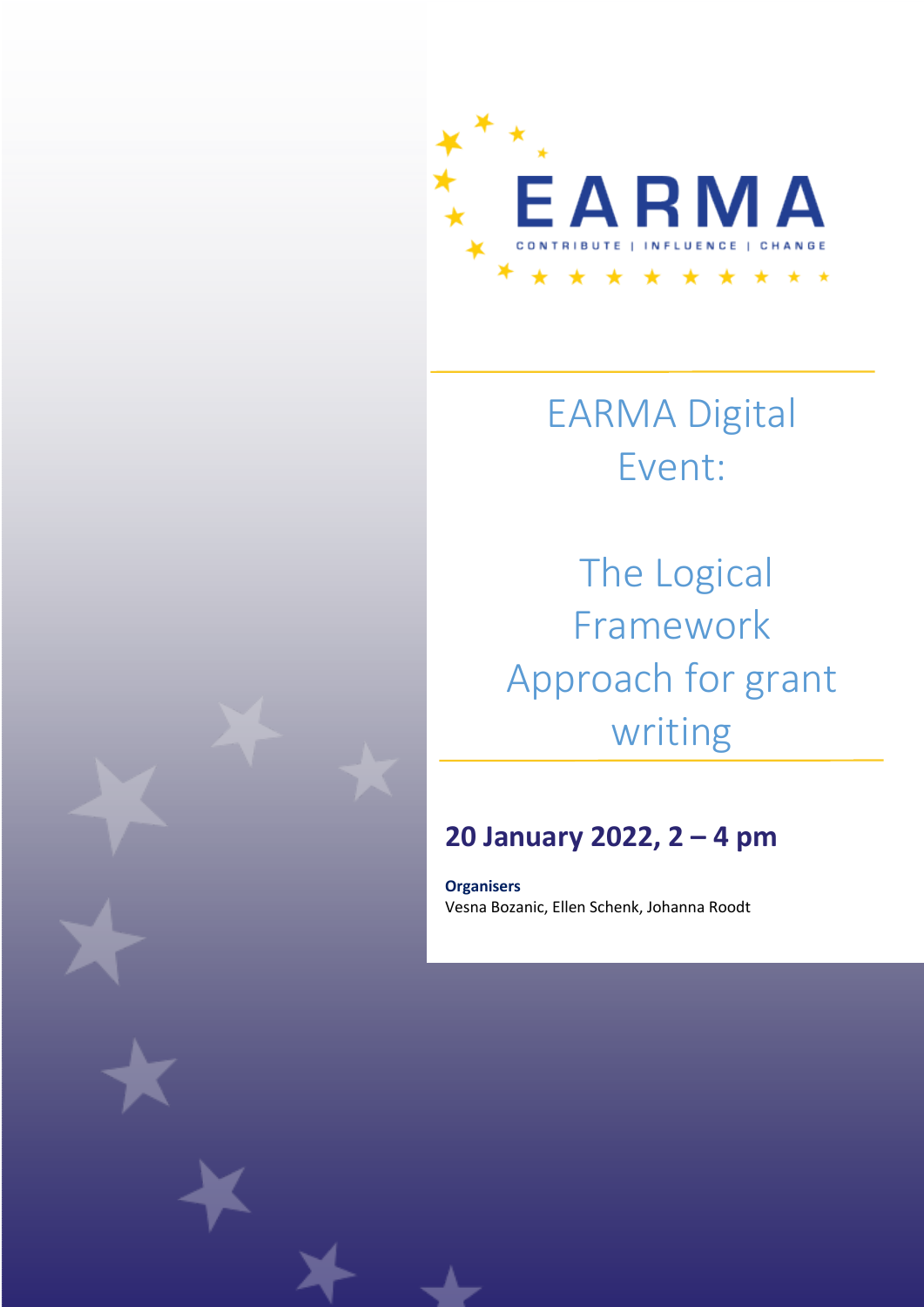EARMA

CONTRIBUTE | INFLUENCE | CHANGE

# EARMA Digital Event:

# The Logical Framework Approach for grant writing

## 20 January 2022, 2 – 4 pm

**Organisers**

Vesna Bozanic, Ellen Schenk, Johanna Roodt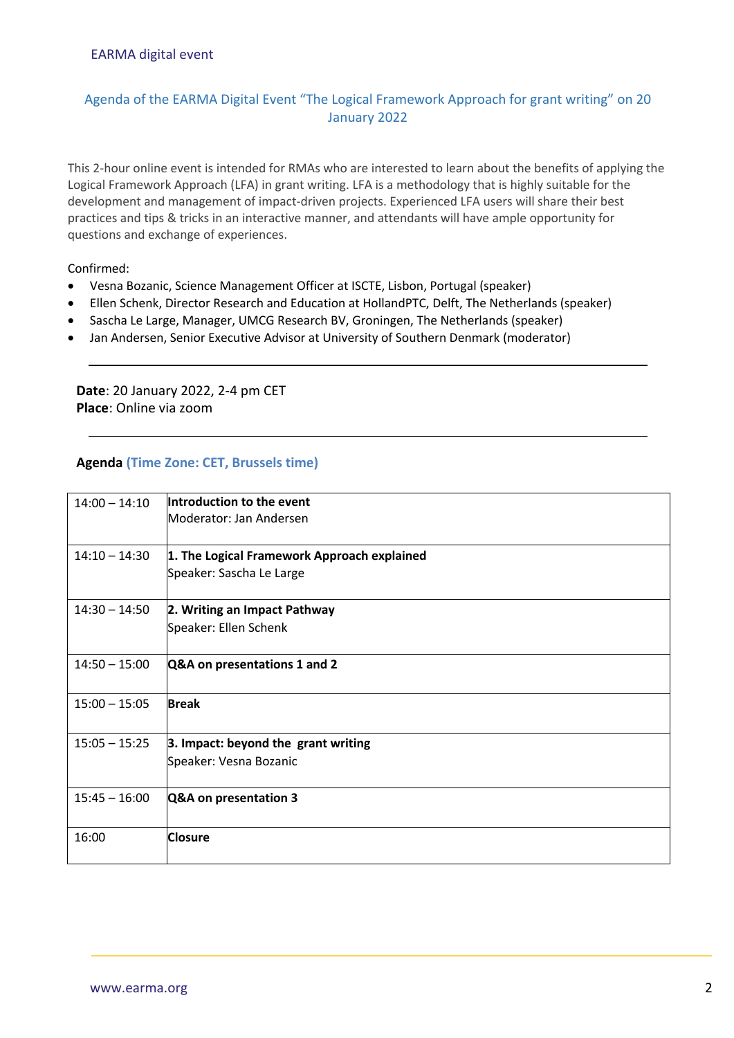Agenda of the EARMA Digital Event "The Logical Framework Approach for grant writing" on 20 January 2022

This 2-hour online event is intended for RMAs who are interested to learn about the benefits of applying the Logical Framework Approach (LFA) in grant writing. LFA is a methodology that is highly suitable for the development and management of impact-driven projects. Experienced LFA users will share their best practices and tips & tricks in an interactive manner, and attendants will have ample opportunity for questions and exchange of experiences.

Confirmed:

- Vesna Bozanic, Science Management Officer at ISCTE, Lisbon, Portugal (speaker)
- Ellen Schenk, Director Research and Education at HollandPTC, Delft, The Netherlands (speaker)
- Sascha Le Large, Manager, UMCG Research BV, Groningen, The Netherlands (speaker)
- Jan Andersen, Senior Executive Advisor at University of Southern Denmark (moderator)

---

**Date**: 20 January 2022, 2-4 pm CET
**Place**: Online via zoom

---

**Agenda** **(Time Zone: CET, Brussels time)**

| Time | Session |
|---|---|
| 14:00 – 14:10 | **Introduction to the event**<br>Moderator: Jan Andersen |
| 14:10 – 14:30 | **1. The Logical Framework Approach explained**<br>Speaker: Sascha Le Large |
| 14:30 – 14:50 | **2. Writing an Impact Pathway**<br>Speaker: Ellen Schenk |
| 14:50 – 15:00 | **Q&A on presentations 1 and 2** |
| 15:00 – 15:05 | **Break** |
| 15:05 – 15:25 | **3. Impact: beyond the grant writing**<br>Speaker: Vesna Bozanic |
| 15:45 – 16:00 | **Q&A on presentation 3** |
| 16:00 | **Closure** |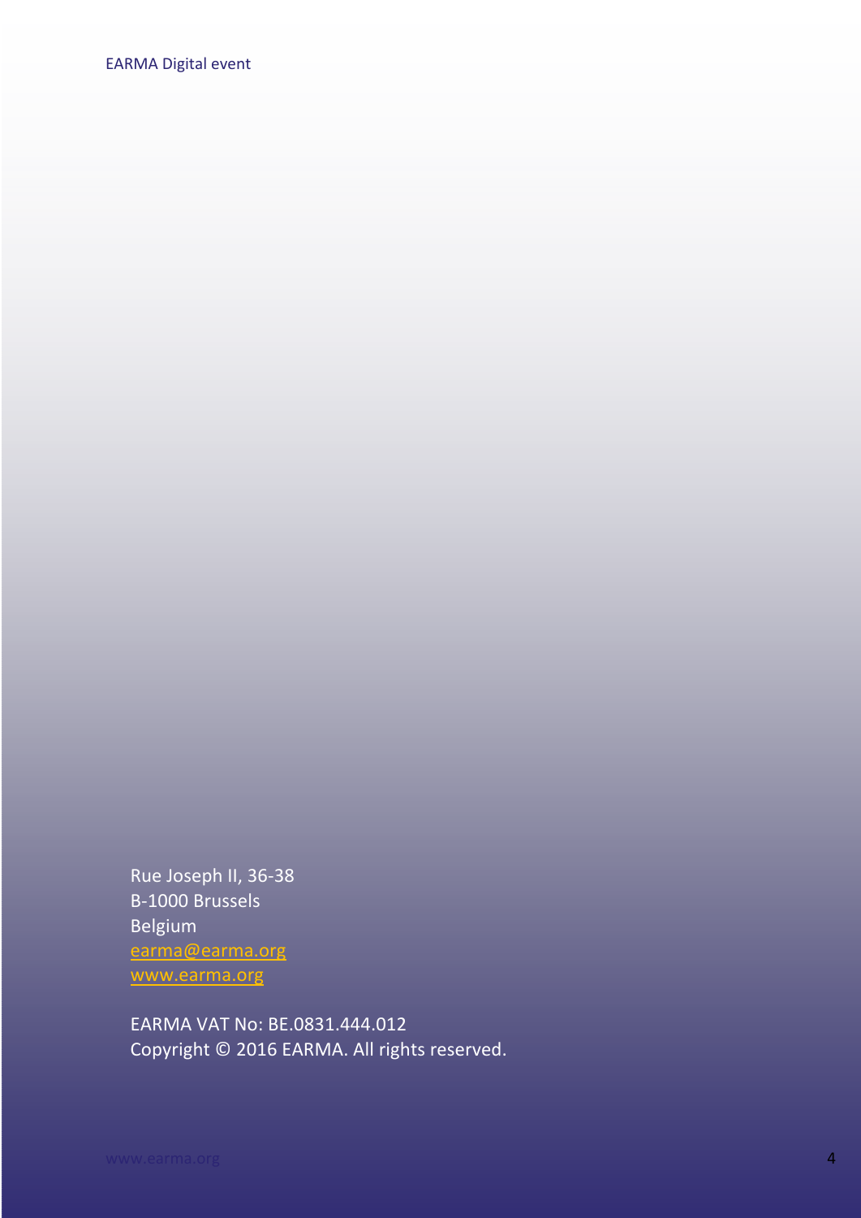Rue Joseph II, 36-38
B-1000 Brussels
Belgium
earma@earma.org
www.earma.org

EARMA VAT No: BE.0831.444.012
Copyright © 2016 EARMA. All rights reserved.